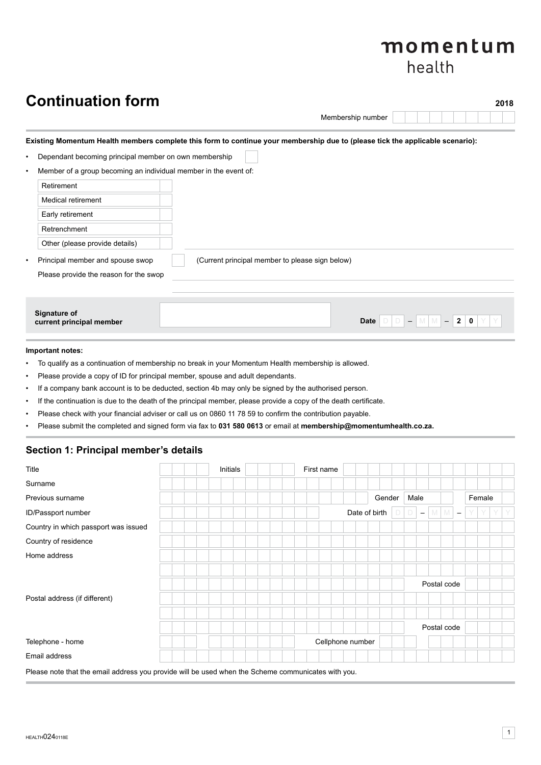momentum
health

# Continuation form

**2018**

Membership number

**Existing Momentum Health members complete this form to continue your membership due to (please tick the applicable scenario):**

- Dependant becoming principal member on own membership
- Member of a group becoming an individual member in the event of:

| |
|---|
| Retirement |
| Medical retirement |
| Early retirement |
| Retrenchment |
| Other (please provide details) |

- Principal member and spouse swop (Current principal member to please sign below)

  Please provide the reason for the swop

| **Signature of current principal member** | | **Date** D D – M M – 2 0 Y Y |
|---|---|---|

**Important notes:**

- To qualify as a continuation of membership no break in your Momentum Health membership is allowed.
- Please provide a copy of ID for principal member, spouse and adult dependants.
- If a company bank account is to be deducted, section 4b may only be signed by the authorised person.
- If the continuation is due to the death of the principal member, please provide a copy of the death certificate.
- Please check with your financial adviser or call us on 0860 11 78 59 to confirm the contribution payable.
- Please submit the completed and signed form via fax to **031 580 0613** or email at **membership@momentumhealth.co.za.**

## Section 1: Principal member's details

| | | | | | |
|---|---|---|---|---|---|
| Title | | Initials | | First name | |
| Surname | | | | | |
| Previous surname | | | | Gender | Male / Female |
| ID/Passport number | | | | Date of birth | D D – M M – Y Y Y Y |
| Country in which passport was issued | | | | | |
| Country of residence | | | | | |
| Home address | | | | | |
| | | | | | |
| | | | | Postal code | |
| Postal address (if different) | | | | | |
| | | | | | |
| | | | | Postal code | |
| Telephone - home | | | | Cellphone number | |
| Email address | | | | | |

Please note that the email address you provide will be used when the Scheme communicates with you.

HEALTH0240118E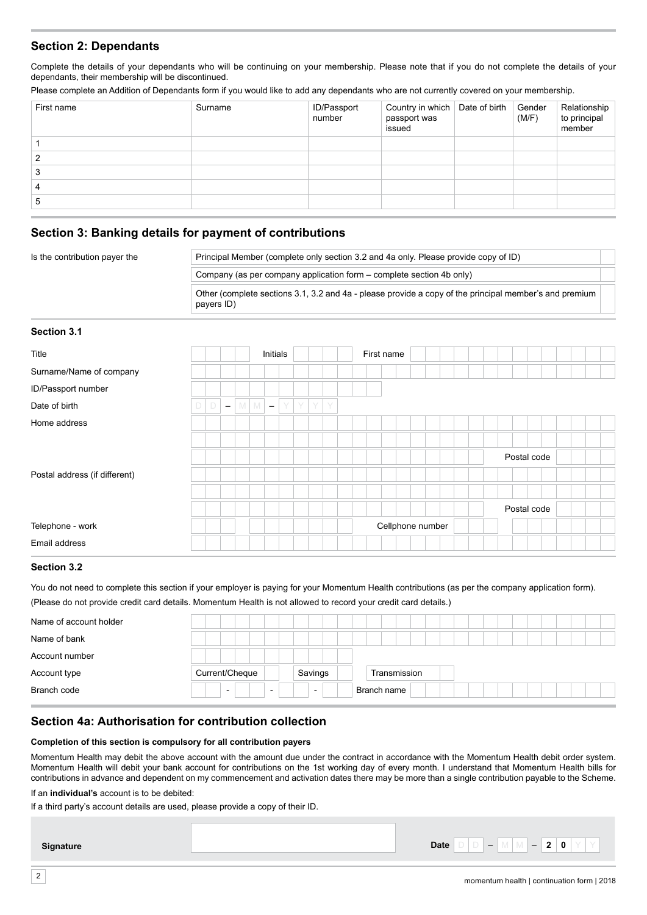## Section 2: Dependants

Complete the details of your dependants who will be continuing on your membership. Please note that if you do not complete the details of your dependants, their membership will be discontinued.

Please complete an Addition of Dependants form if you would like to add any dependants who are not currently covered on your membership.

| First name | Surname | ID/Passport number | Country in which passport was issued | Date of birth | Gender (M/F) | Relationship to principal member |
|---|---|---|---|---|---|---|
| 1 | | | | | | |
| 2 | | | | | | |
| 3 | | | | | | |
| 4 | | | | | | |
| 5 | | | | | | |

## Section 3: Banking details for payment of contributions

| Is the contribution payer the | | |
|---|---|---|
| | Principal Member (complete only section 3.2 and 4a only. Please provide copy of ID) | |
| | Company (as per company application form – complete section 4b only) | |
| | Other (complete sections 3.1, 3.2 and 4a - please provide a copy of the principal member's and premium payers ID) | |

### Section 3.1

Title _______ Initials _______ First name _______

Surname/Name of company _______

ID/Passport number _______

Date of birth D D – M M – Y Y Y Y

Home address _______

Postal code _______

Postal address (if different) _______

Postal code _______

Telephone - work _______ Cellphone number _______

Email address _______

### Section 3.2

You do not need to complete this section if your employer is paying for your Momentum Health contributions (as per the company application form).

(Please do not provide credit card details. Momentum Health is not allowed to record your credit card details.)

Name of account holder _______

Name of bank _______

Account number _______

Account type: Current/Cheque ☐ Savings ☐ Transmission ☐

Branch code ___ - ___ - ___ - ___ Branch name _______

## Section 4a: Authorisation for contribution collection

**Completion of this section is compulsory for all contribution payers**

Momentum Health may debit the above account with the amount due under the contract in accordance with the Momentum Health debit order system. Momentum Health will debit your bank account for contributions on the 1st working day of every month. I understand that Momentum Health bills for contributions in advance and dependent on my commencement and activation dates there may be more than a single contribution payable to the Scheme.

If an **individual's** account is to be debited:

If a third party's account details are used, please provide a copy of their ID.

**Signature** _______ **Date** D D – M M – 2 0 Y Y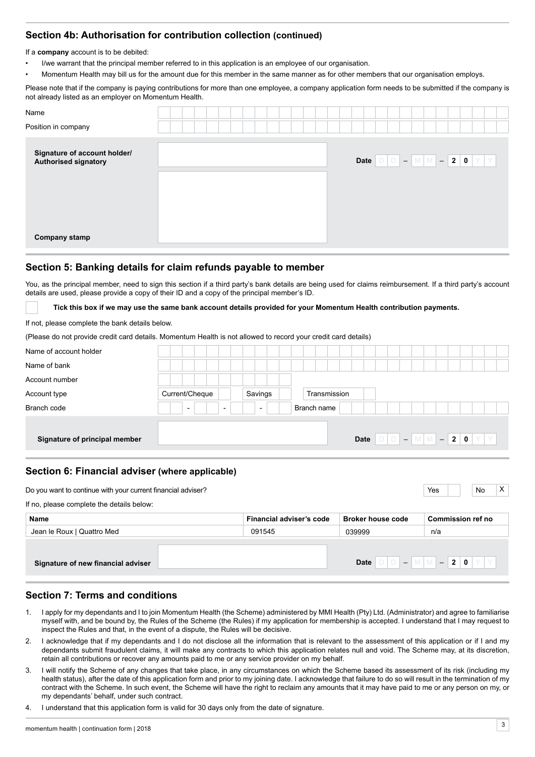## Section 4b: Authorisation for contribution collection (continued)

If a **company** account is to be debited:

- I/we warrant that the principal member referred to in this application is an employee of our organisation.
- Momentum Health may bill us for the amount due for this member in the same manner as for other members that our organisation employs.

Please note that if the company is paying contributions for more than one employee, a company application form needs to be submitted if the company is not already listed as an employer on Momentum Health.

| | |
|---|---|
| Name | |
| Position in company | |

**Signature of account holder/ Authorised signatory** ______________ **Date** DD – MM – 20YY

**Company stamp** ______________

## Section 5: Banking details for claim refunds payable to member

You, as the principal member, need to sign this section if a third party's bank details are being used for claims reimbursement. If a third party's account details are used, please provide a copy of their ID and a copy of the principal member's ID.

☐ **Tick this box if we may use the same bank account details provided for your Momentum Health contribution payments.**

If not, please complete the bank details below.

(Please do not provide credit card details. Momentum Health is not allowed to record your credit card details)

| | |
|---|---|
| Name of account holder | |
| Name of bank | |
| Account number | |
| Account type | Current/Cheque ☐ Savings ☐ Transmission ☐ |
| Branch code | - - - Branch name |

**Signature of principal member** ______________ **Date** DD – MM – 20YY

## Section 6: Financial adviser (where applicable)

Do you want to continue with your current financial adviser? Yes ☐ No X

If no, please complete the details below:

| Name | Financial adviser's code | Broker house code | Commission ref no |
|---|---|---|---|
| Jean le Roux \| Quattro Med | 091545 | 039999 | n/a |

**Signature of new financial adviser** ______________ **Date** DD – MM – 20YY

## Section 7: Terms and conditions

1. I apply for my dependants and I to join Momentum Health (the Scheme) administered by MMI Health (Pty) Ltd. (Administrator) and agree to familiarise myself with, and be bound by, the Rules of the Scheme (the Rules) if my application for membership is accepted. I understand that I may request to inspect the Rules and that, in the event of a dispute, the Rules will be decisive.
2. I acknowledge that if my dependants and I do not disclose all the information that is relevant to the assessment of this application or if I and my dependants submit fraudulent claims, it will make any contracts to which this application relates null and void. The Scheme may, at its discretion, retain all contributions or recover any amounts paid to me or any service provider on my behalf.
3. I will notify the Scheme of any changes that take place, in any circumstances on which the Scheme based its assessment of its risk (including my health status), after the date of this application form and prior to my joining date. I acknowledge that failure to do so will result in the termination of my contract with the Scheme. In such event, the Scheme will have the right to reclaim any amounts that it may have paid to me or any person on my, or my dependants' behalf, under such contract.
4. I understand that this application form is valid for 30 days only from the date of signature.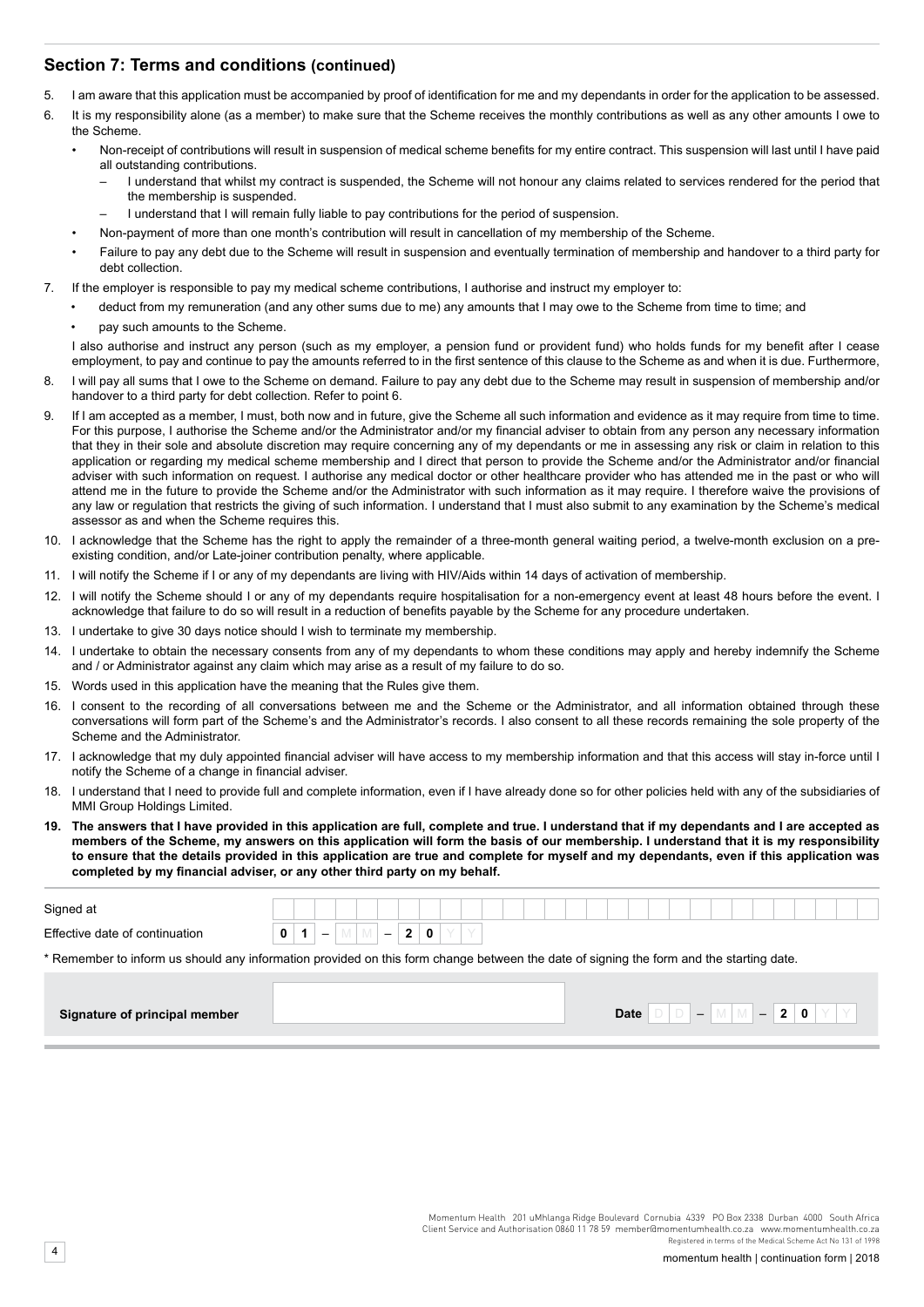## Section 7: Terms and conditions (continued)

5. I am aware that this application must be accompanied by proof of identification for me and my dependants in order for the application to be assessed.
6. It is my responsibility alone (as a member) to make sure that the Scheme receives the monthly contributions as well as any other amounts I owe to the Scheme.
   - Non-receipt of contributions will result in suspension of medical scheme benefits for my entire contract. This suspension will last until I have paid all outstanding contributions.
     - I understand that whilst my contract is suspended, the Scheme will not honour any claims related to services rendered for the period that the membership is suspended.
     - I understand that I will remain fully liable to pay contributions for the period of suspension.
   - Non-payment of more than one month's contribution will result in cancellation of my membership of the Scheme.
   - Failure to pay any debt due to the Scheme will result in suspension and eventually termination of membership and handover to a third party for debt collection.
7. If the employer is responsible to pay my medical scheme contributions, I authorise and instruct my employer to:
   - deduct from my remuneration (and any other sums due to me) any amounts that I may owe to the Scheme from time to time; and
   - pay such amounts to the Scheme.

   I also authorise and instruct any person (such as my employer, a pension fund or provident fund) who holds funds for my benefit after I cease employment, to pay and continue to pay the amounts referred to in the first sentence of this clause to the Scheme as and when it is due. Furthermore,
8. I will pay all sums that I owe to the Scheme on demand. Failure to pay any debt due to the Scheme may result in suspension of membership and/or handover to a third party for debt collection. Refer to point 6.
9. If I am accepted as a member, I must, both now and in future, give the Scheme all such information and evidence as it may require from time to time. For this purpose, I authorise the Scheme and/or the Administrator and/or my financial adviser to obtain from any person any necessary information that they in their sole and absolute discretion may require concerning any of my dependants or me in assessing any risk or claim in relation to this application or regarding my medical scheme membership and I direct that person to provide the Scheme and/or the Administrator and/or financial adviser with such information on request. I authorise any medical doctor or other healthcare provider who has attended me in the past or who will attend me in the future to provide the Scheme and/or the Administrator with such information as it may require. I therefore waive the provisions of any law or regulation that restricts the giving of such information. I understand that I must also submit to any examination by the Scheme's medical assessor as and when the Scheme requires this.
10. I acknowledge that the Scheme has the right to apply the remainder of a three-month general waiting period, a twelve-month exclusion on a pre-existing condition, and/or Late-joiner contribution penalty, where applicable.
11. I will notify the Scheme if I or any of my dependants are living with HIV/Aids within 14 days of activation of membership.
12. I will notify the Scheme should I or any of my dependants require hospitalisation for a non-emergency event at least 48 hours before the event. I acknowledge that failure to do so will result in a reduction of benefits payable by the Scheme for any procedure undertaken.
13. I undertake to give 30 days notice should I wish to terminate my membership.
14. I undertake to obtain the necessary consents from any of my dependants to whom these conditions may apply and hereby indemnify the Scheme and / or Administrator against any claim which may arise as a result of my failure to do so.
15. Words used in this application have the meaning that the Rules give them.
16. I consent to the recording of all conversations between me and the Scheme or the Administrator, and all information obtained through these conversations will form part of the Scheme's and the Administrator's records. I also consent to all these records remaining the sole property of the Scheme and the Administrator.
17. I acknowledge that my duly appointed financial adviser will have access to my membership information and that this access will stay in-force until I notify the Scheme of a change in financial adviser.
18. I understand that I need to provide full and complete information, even if I have already done so for other policies held with any of the subsidiaries of MMI Group Holdings Limited.
19. **The answers that I have provided in this application are full, complete and true. I understand that if my dependants and I are accepted as members of the Scheme, my answers on this application will form the basis of our membership. I understand that it is my responsibility to ensure that the details provided in this application are true and complete for myself and my dependants, even if this application was completed by my financial adviser, or any other third party on my behalf.**

| | |
|---|---|
| Signed at | |
| Effective date of continuation | 0 1 – M M – 2 0 Y Y |

\* Remember to inform us should any information provided on this form change between the date of signing the form and the starting date.

| **Signature of principal member** | | **Date** D D – M M – 2 0 Y Y |
|---|---|---|

Momentum Health 201 uMhlanga Ridge Boulevard Cornubia 4339 PO Box 2338 Durban 4000 South Africa
Client Service and Authorisation 0860 11 78 59 member@momentumhealth.co.za www.momentumhealth.co.za
Registered in terms of the Medical Scheme Act No 131 of 1998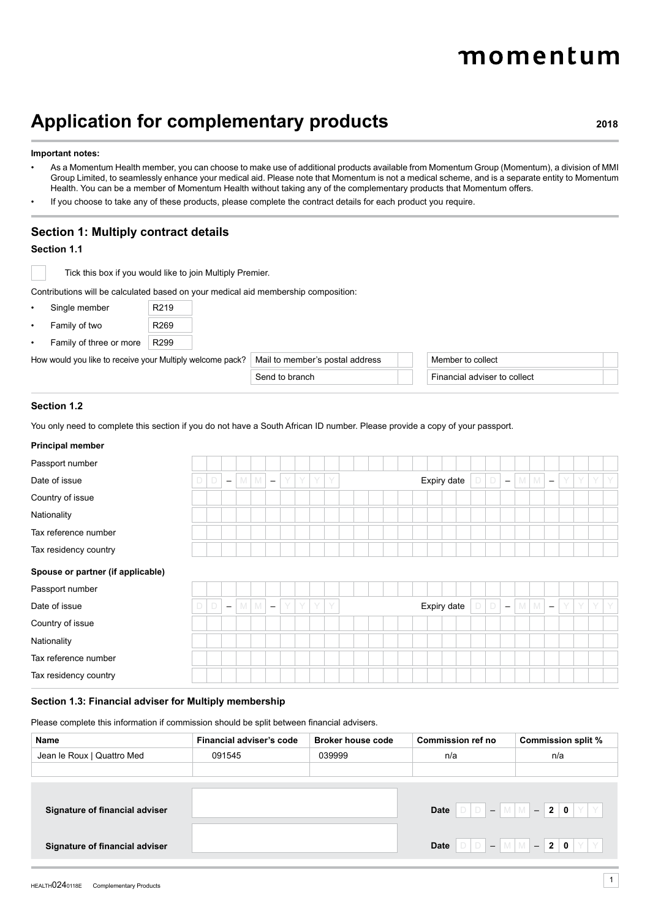momentum

# Application for complementary products

**2018**

**Important notes:**

- As a Momentum Health member, you can choose to make use of additional products available from Momentum Group (Momentum), a division of MMI Group Limited, to seamlessly enhance your medical aid. Please note that Momentum is not a medical scheme, and is a separate entity to Momentum Health. You can be a member of Momentum Health without taking any of the complementary products that Momentum offers.
- If you choose to take any of these products, please complete the contract details for each product you require.

## Section 1: Multiply contract details

### Section 1.1

☐ Tick this box if you would like to join Multiply Premier.

Contributions will be calculated based on your medical aid membership composition:

- Single member R219
- Family of two R269
- Family of three or more R299

How would you like to receive your Multiply welcome pack?

| | | | |
|---|---|---|---|
| Mail to member's postal address | ☐ | Member to collect | ☐ |
| Send to branch | ☐ | Financial adviser to collect | ☐ |

### Section 1.2

You only need to complete this section if you do not have a South African ID number. Please provide a copy of your passport.

**Principal member**

| | | | |
|---|---|---|---|
| Passport number | | | |
| Date of issue | DD – MM – YYYY | Expiry date | DD – MM – YYYY |
| Country of issue | | | |
| Nationality | | | |
| Tax reference number | | | |
| Tax residency country | | | |

**Spouse or partner (if applicable)**

| | | | |
|---|---|---|---|
| Passport number | | | |
| Date of issue | DD – MM – YYYY | Expiry date | DD – MM – YYYY |
| Country of issue | | | |
| Nationality | | | |
| Tax reference number | | | |
| Tax residency country | | | |

### Section 1.3: Financial adviser for Multiply membership

Please complete this information if commission should be split between financial advisers.

| Name | Financial adviser's code | Broker house code | Commission ref no | Commission split % |
|---|---|---|---|---|
| Jean le Roux \| Quattro Med | 091545 | 039999 | n/a | n/a |
| | | | | |

| | | | |
|---|---|---|---|
| **Signature of financial adviser** | | **Date** | DD – MM – 20YY |
| **Signature of financial adviser** | | **Date** | DD – MM – 20YY |

HEALTH0240118E Complementary Products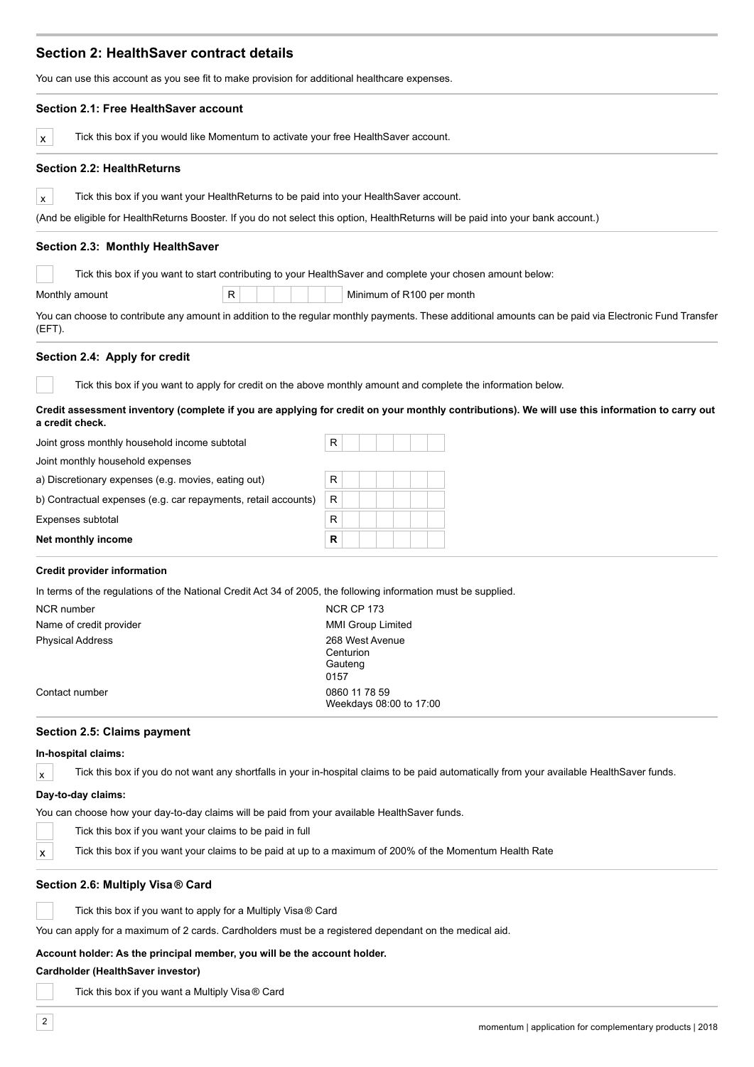## Section 2: HealthSaver contract details

You can use this account as you see fit to make provision for additional healthcare expenses.

### Section 2.1: Free HealthSaver account

[x] Tick this box if you would like Momentum to activate your free HealthSaver account.

### Section 2.2: HealthReturns

[x] Tick this box if you want your HealthReturns to be paid into your HealthSaver account.

(And be eligible for HealthReturns Booster. If you do not select this option, HealthReturns will be paid into your bank account.)

### Section 2.3: Monthly HealthSaver

[ ] Tick this box if you want to start contributing to your HealthSaver and complete your chosen amount below:

Monthly amount R ______ Minimum of R100 per month

You can choose to contribute any amount in addition to the regular monthly payments. These additional amounts can be paid via Electronic Fund Transfer (EFT).

### Section 2.4: Apply for credit

[ ] Tick this box if you want to apply for credit on the above monthly amount and complete the information below.

**Credit assessment inventory (complete if you are applying for credit on your monthly contributions). We will use this information to carry out a credit check.**

| | |
|---|---|
| Joint gross monthly household income subtotal | R |
| Joint monthly household expenses | |
| a) Discretionary expenses (e.g. movies, eating out) | R |
| b) Contractual expenses (e.g. car repayments, retail accounts) | R |
| Expenses subtotal | R |
| **Net monthly income** | **R** |

**Credit provider information**

In terms of the regulations of the National Credit Act 34 of 2005, the following information must be supplied.

| | |
|---|---|
| NCR number | NCR CP 173 |
| Name of credit provider | MMI Group Limited |
| Physical Address | 268 West Avenue<br>Centurion<br>Gauteng<br>0157 |
| Contact number | 0860 11 78 59<br>Weekdays 08:00 to 17:00 |

### Section 2.5: Claims payment

**In-hospital claims:**

[x] Tick this box if you do not want any shortfalls in your in-hospital claims to be paid automatically from your available HealthSaver funds.

**Day-to-day claims:**

You can choose how your day-to-day claims will be paid from your available HealthSaver funds.

[ ] Tick this box if you want your claims to be paid in full

[x] Tick this box if you want your claims to be paid at up to a maximum of 200% of the Momentum Health Rate

### Section 2.6: Multiply Visa® Card

[ ] Tick this box if you want to apply for a Multiply Visa® Card

You can apply for a maximum of 2 cards. Cardholders must be a registered dependant on the medical aid.

**Account holder: As the principal member, you will be the account holder.**

**Cardholder (HealthSaver investor)**

[ ] Tick this box if you want a Multiply Visa® Card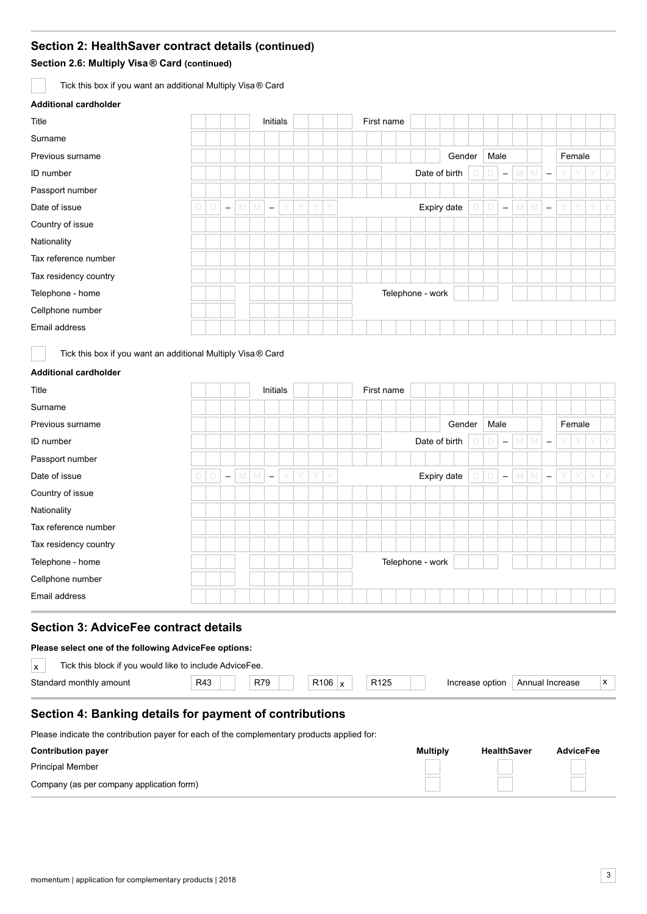## Section 2: HealthSaver contract details (continued)

### Section 2.6: Multiply Visa® Card (continued)

☐ Tick this box if you want an additional Multiply Visa® Card

**Additional cardholder**

| | | | |
|---|---|---|---|
| Title | | Initials | |
| First name | | | |
| Surname | | | |
| Previous surname | | Gender | Male ☐ Female ☐ |
| ID number | | Date of birth | DD – MM – YYYY |
| Passport number | | | |
| Date of issue | DD – MM – YYYY | Expiry date | DD – MM – YYYY |
| Country of issue | | | |
| Nationality | | | |
| Tax reference number | | | |
| Tax residency country | | | |
| Telephone - home | | Telephone - work | |
| Cellphone number | | | |
| Email address | | | |

☐ Tick this box if you want an additional Multiply Visa® Card

**Additional cardholder**

| | | | |
|---|---|---|---|
| Title | | Initials | |
| First name | | | |
| Surname | | | |
| Previous surname | | Gender | Male ☐ Female ☐ |
| ID number | | Date of birth | DD – MM – YYYY |
| Passport number | | | |
| Date of issue | DD – MM – YYYY | Expiry date | DD – MM – YYYY |
| Country of issue | | | |
| Nationality | | | |
| Tax reference number | | | |
| Tax residency country | | | |
| Telephone - home | | Telephone - work | |
| Cellphone number | | | |
| Email address | | | |

## Section 3: AdviceFee contract details

**Please select one of the following AdviceFee options:**

x Tick this block if you would like to include AdviceFee.

| Standard monthly amount | R43 | R79 | R106 | R125 | Increase option | Annual Increase |
|---|---|---|---|---|---|---|
| | ☐ | ☐ | x | ☐ | | x |

## Section 4: Banking details for payment of contributions

Please indicate the contribution payer for each of the complementary products applied for:

| Contribution payer | Multiply | HealthSaver | AdviceFee |
|---|---|---|---|
| Principal Member | ☐ | ☐ | ☐ |
| Company (as per company application form) | ☐ | ☐ | ☐ |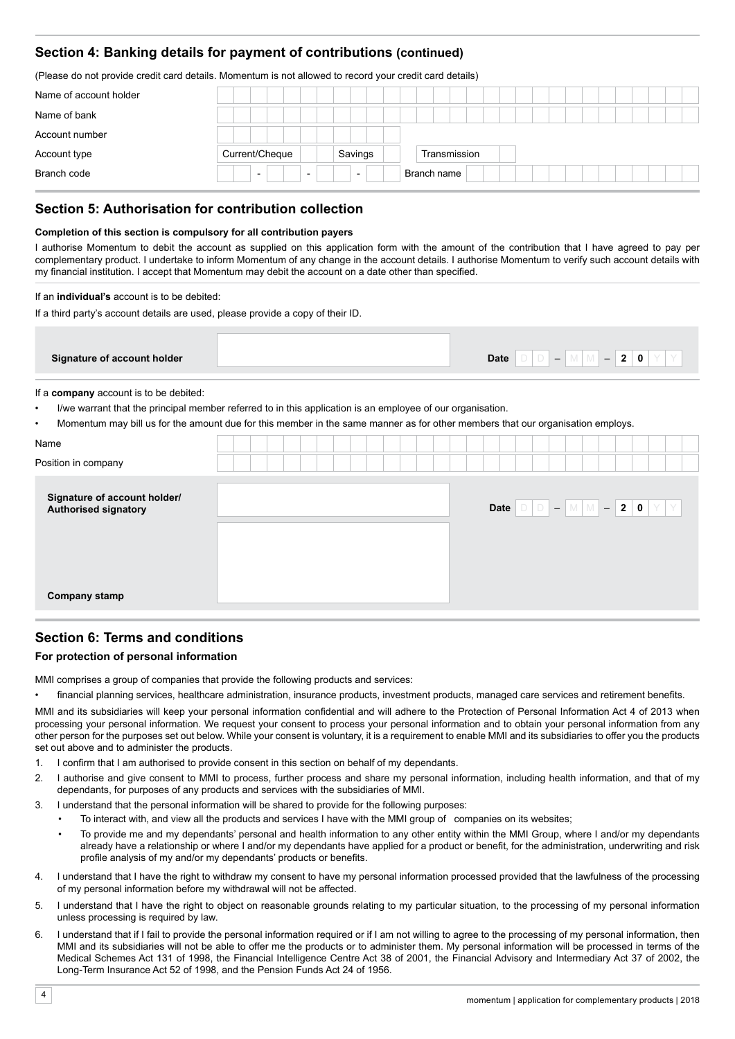## Section 4: Banking details for payment of contributions (continued)

(Please do not provide credit card details. Momentum is not allowed to record your credit card details)

| | |
|---|---|
| Name of account holder | |
| Name of bank | |
| Account number | |
| Account type | Current/Cheque ☐ Savings ☐ Transmission ☐ |
| Branch code | - - - Branch name |

## Section 5: Authorisation for contribution collection

**Completion of this section is compulsory for all contribution payers**

I authorise Momentum to debit the account as supplied on this application form with the amount of the contribution that I have agreed to pay per complementary product. I undertake to inform Momentum of any change in the account details. I authorise Momentum to verify such account details with my financial institution. I accept that Momentum may debit the account on a date other than specified.

If an **individual's** account is to be debited:

If a third party's account details are used, please provide a copy of their ID.

| | | |
|---|---|---|
| **Signature of account holder** | | **Date** D D – M M – 2 0 Y Y |

If a **company** account is to be debited:

- I/we warrant that the principal member referred to in this application is an employee of our organisation.
- Momentum may bill us for the amount due for this member in the same manner as for other members that our organisation employs.

| | |
|---|---|
| Name | |
| Position in company | |

| | | |
|---|---|---|
| **Signature of account holder/ Authorised signatory** | | **Date** D D – M M – 2 0 Y Y |
| **Company stamp** | | |

## Section 6: Terms and conditions

### For protection of personal information

MMI comprises a group of companies that provide the following products and services:

- financial planning services, healthcare administration, insurance products, investment products, managed care services and retirement benefits.

MMI and its subsidiaries will keep your personal information confidential and will adhere to the Protection of Personal Information Act 4 of 2013 when processing your personal information. We request your consent to process your personal information and to obtain your personal information from any other person for the purposes set out below. While your consent is voluntary, it is a requirement to enable MMI and its subsidiaries to offer you the products set out above and to administer the products.

1. I confirm that I am authorised to provide consent in this section on behalf of my dependants.
2. I authorise and give consent to MMI to process, further process and share my personal information, including health information, and that of my dependants, for purposes of any products and services with the subsidiaries of MMI.
3. I understand that the personal information will be shared to provide for the following purposes:
   - To interact with, and view all the products and services I have with the MMI group of companies on its websites;
   - To provide me and my dependants' personal and health information to any other entity within the MMI Group, where I and/or my dependants already have a relationship or where I and/or my dependants have applied for a product or benefit, for the administration, underwriting and risk profile analysis of my and/or my dependants' products or benefits.
4. I understand that I have the right to withdraw my consent to have my personal information processed provided that the lawfulness of the processing of my personal information before my withdrawal will not be affected.
5. I understand that I have the right to object on reasonable grounds relating to my particular situation, to the processing of my personal information unless processing is required by law.
6. I understand that if I fail to provide the personal information required or if I am not willing to agree to the processing of my personal information, then MMI and its subsidiaries will not be able to offer me the products or to administer them. My personal information will be processed in terms of the Medical Schemes Act 131 of 1998, the Financial Intelligence Centre Act 38 of 2001, the Financial Advisory and Intermediary Act 37 of 2002, the Long-Term Insurance Act 52 of 1998, and the Pension Funds Act 24 of 1956.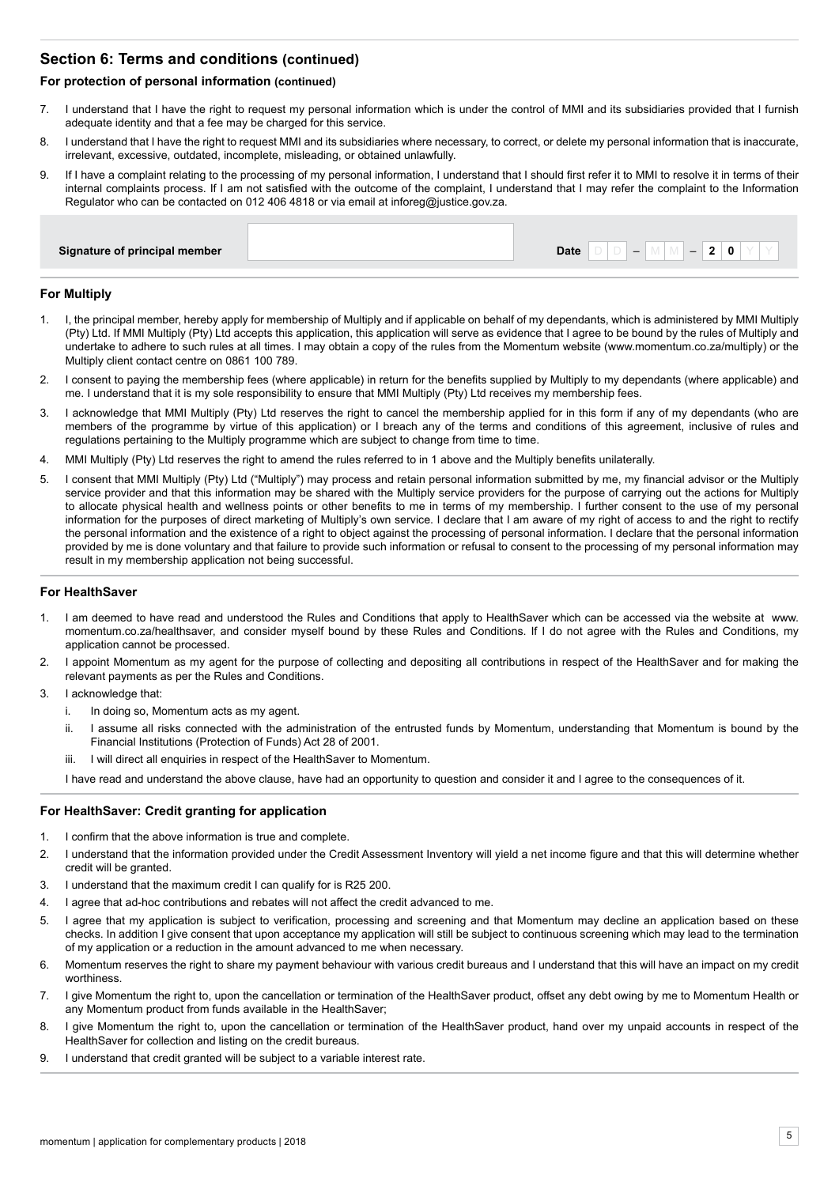## Section 6: Terms and conditions (continued)

### For protection of personal information (continued)

7. I understand that I have the right to request my personal information which is under the control of MMI and its subsidiaries provided that I furnish adequate identity and that a fee may be charged for this service.
8. I understand that I have the right to request MMI and its subsidiaries where necessary, to correct, or delete my personal information that is inaccurate, irrelevant, excessive, outdated, incomplete, misleading, or obtained unlawfully.
9. If I have a complaint relating to the processing of my personal information, I understand that I should first refer it to MMI to resolve it in terms of their internal complaints process. If I am not satisfied with the outcome of the complaint, I understand that I may refer the complaint to the Information Regulator who can be contacted on 012 406 4818 or via email at inforeg@justice.gov.za.

| Signature of principal member | | Date | D D – M M – 2 0 Y Y |
|---|---|---|---|

### For Multiply

1. I, the principal member, hereby apply for membership of Multiply and if applicable on behalf of my dependants, which is administered by MMI Multiply (Pty) Ltd. If MMI Multiply (Pty) Ltd accepts this application, this application will serve as evidence that I agree to be bound by the rules of Multiply and undertake to adhere to such rules at all times. I may obtain a copy of the rules from the Momentum website (www.momentum.co.za/multiply) or the Multiply client contact centre on 0861 100 789.
2. I consent to paying the membership fees (where applicable) in return for the benefits supplied by Multiply to my dependants (where applicable) and me. I understand that it is my sole responsibility to ensure that MMI Multiply (Pty) Ltd receives my membership fees.
3. I acknowledge that MMI Multiply (Pty) Ltd reserves the right to cancel the membership applied for in this form if any of my dependants (who are members of the programme by virtue of this application) or I breach any of the terms and conditions of this agreement, inclusive of rules and regulations pertaining to the Multiply programme which are subject to change from time to time.
4. MMI Multiply (Pty) Ltd reserves the right to amend the rules referred to in 1 above and the Multiply benefits unilaterally.
5. I consent that MMI Multiply (Pty) Ltd ("Multiply") may process and retain personal information submitted by me, my financial advisor or the Multiply service provider and that this information may be shared with the Multiply service providers for the purpose of carrying out the actions for Multiply to allocate physical health and wellness points or other benefits to me in terms of my membership. I further consent to the use of my personal information for the purposes of direct marketing of Multiply's own service. I declare that I am aware of my right of access to and the right to rectify the personal information and the existence of a right to object against the processing of personal information. I declare that the personal information provided by me is done voluntary and that failure to provide such information or refusal to consent to the processing of my personal information may result in my membership application not being successful.

### For HealthSaver

1. I am deemed to have read and understood the Rules and Conditions that apply to HealthSaver which can be accessed via the website at www.momentum.co.za/healthsaver, and consider myself bound by these Rules and Conditions. If I do not agree with the Rules and Conditions, my application cannot be processed.
2. I appoint Momentum as my agent for the purpose of collecting and depositing all contributions in respect of the HealthSaver and for making the relevant payments as per the Rules and Conditions.
3. I acknowledge that:
   i. In doing so, Momentum acts as my agent.
   ii. I assume all risks connected with the administration of the entrusted funds by Momentum, understanding that Momentum is bound by the Financial Institutions (Protection of Funds) Act 28 of 2001.
   iii. I will direct all enquiries in respect of the HealthSaver to Momentum.

   I have read and understand the above clause, have had an opportunity to question and consider it and I agree to the consequences of it.

### For HealthSaver: Credit granting for application

1. I confirm that the above information is true and complete.
2. I understand that the information provided under the Credit Assessment Inventory will yield a net income figure and that this will determine whether credit will be granted.
3. I understand that the maximum credit I can qualify for is R25 200.
4. I agree that ad-hoc contributions and rebates will not affect the credit advanced to me.
5. I agree that my application is subject to verification, processing and screening and that Momentum may decline an application based on these checks. In addition I give consent that upon acceptance my application will still be subject to continuous screening which may lead to the termination of my application or a reduction in the amount advanced to me when necessary.
6. Momentum reserves the right to share my payment behaviour with various credit bureaus and I understand that this will have an impact on my credit worthiness.
7. I give Momentum the right to, upon the cancellation or termination of the HealthSaver product, offset any debt owing by me to Momentum Health or any Momentum product from funds available in the HealthSaver;
8. I give Momentum the right to, upon the cancellation or termination of the HealthSaver product, hand over my unpaid accounts in respect of the HealthSaver for collection and listing on the credit bureaus.
9. I understand that credit granted will be subject to a variable interest rate.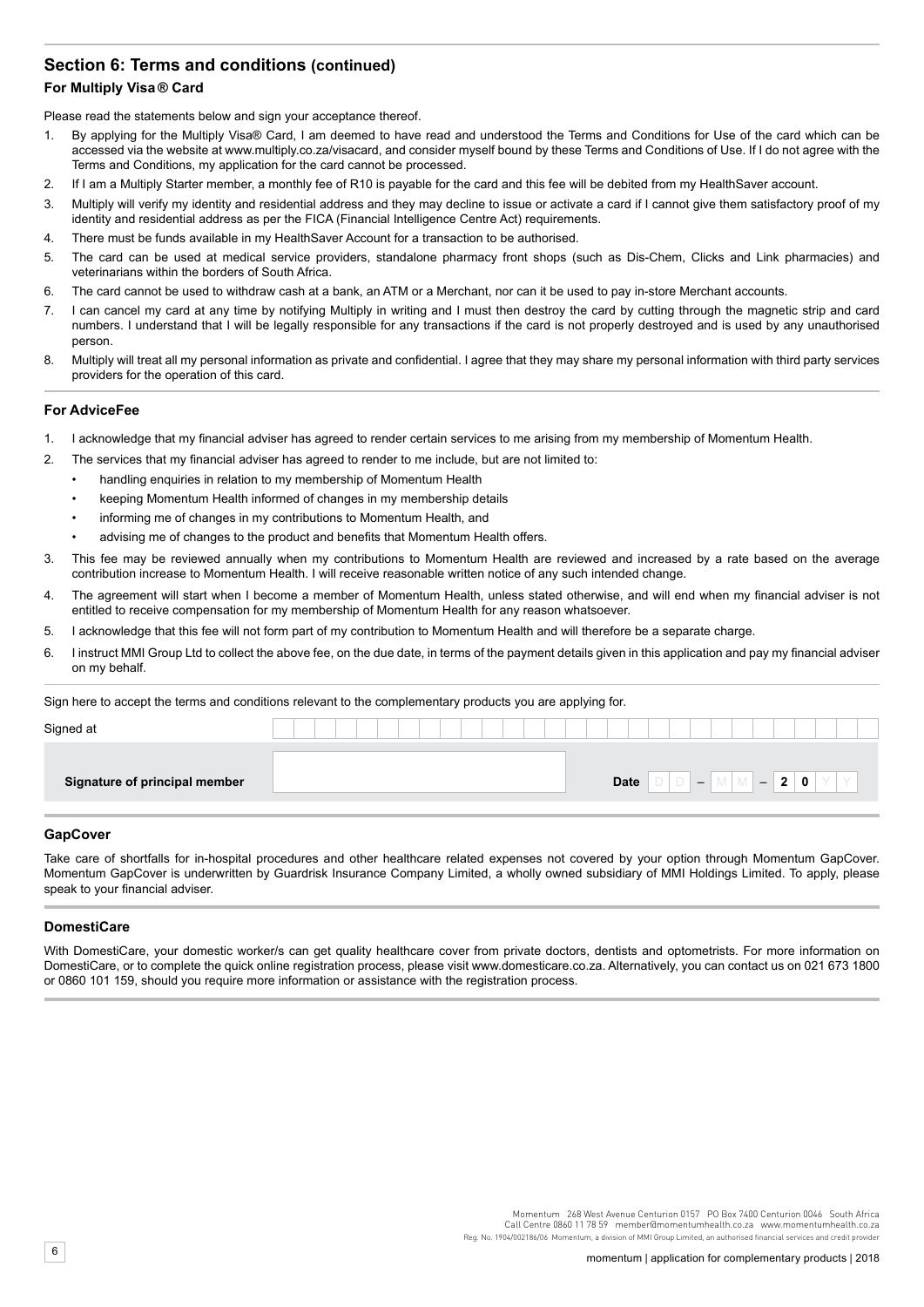## Section 6: Terms and conditions (continued)

### For Multiply Visa® Card

Please read the statements below and sign your acceptance thereof.

1. By applying for the Multiply Visa® Card, I am deemed to have read and understood the Terms and Conditions for Use of the card which can be accessed via the website at www.multiply.co.za/visacard, and consider myself bound by these Terms and Conditions of Use. If I do not agree with the Terms and Conditions, my application for the card cannot be processed.
2. If I am a Multiply Starter member, a monthly fee of R10 is payable for the card and this fee will be debited from my HealthSaver account.
3. Multiply will verify my identity and residential address and they may decline to issue or activate a card if I cannot give them satisfactory proof of my identity and residential address as per the FICA (Financial Intelligence Centre Act) requirements.
4. There must be funds available in my HealthSaver Account for a transaction to be authorised.
5. The card can be used at medical service providers, standalone pharmacy front shops (such as Dis-Chem, Clicks and Link pharmacies) and veterinarians within the borders of South Africa.
6. The card cannot be used to withdraw cash at a bank, an ATM or a Merchant, nor can it be used to pay in-store Merchant accounts.
7. I can cancel my card at any time by notifying Multiply in writing and I must then destroy the card by cutting through the magnetic strip and card numbers. I understand that I will be legally responsible for any transactions if the card is not properly destroyed and is used by any unauthorised person.
8. Multiply will treat all my personal information as private and confidential. I agree that they may share my personal information with third party services providers for the operation of this card.

### For AdviceFee

1. I acknowledge that my financial adviser has agreed to render certain services to me arising from my membership of Momentum Health.
2. The services that my financial adviser has agreed to render to me include, but are not limited to:
   - handling enquiries in relation to my membership of Momentum Health
   - keeping Momentum Health informed of changes in my membership details
   - informing me of changes in my contributions to Momentum Health, and
   - advising me of changes to the product and benefits that Momentum Health offers.
3. This fee may be reviewed annually when my contributions to Momentum Health are reviewed and increased by a rate based on the average contribution increase to Momentum Health. I will receive reasonable written notice of any such intended change.
4. The agreement will start when I become a member of Momentum Health, unless stated otherwise, and will end when my financial adviser is not entitled to receive compensation for my membership of Momentum Health for any reason whatsoever.
5. I acknowledge that this fee will not form part of my contribution to Momentum Health and will therefore be a separate charge.
6. I instruct MMI Group Ltd to collect the above fee, on the due date, in terms of the payment details given in this application and pay my financial adviser on my behalf.

Sign here to accept the terms and conditions relevant to the complementary products you are applying for.

| | | | |
|---|---|---|---|
| Signed at | | | |
| **Signature of principal member** | | **Date** | D D – M M – 2 0 Y Y |

### GapCover

Take care of shortfalls for in-hospital procedures and other healthcare related expenses not covered by your option through Momentum GapCover. Momentum GapCover is underwritten by Guardrisk Insurance Company Limited, a wholly owned subsidiary of MMI Holdings Limited. To apply, please speak to your financial adviser.

### DomestiCare

With DomestiCare, your domestic worker/s can get quality healthcare cover from private doctors, dentists and optometrists. For more information on DomestiCare, or to complete the quick online registration process, please visit www.domesticare.co.za. Alternatively, you can contact us on 021 673 1800 or 0860 101 159, should you require more information or assistance with the registration process.

Momentum 268 West Avenue Centurion 0157 PO Box 7400 Centurion 0046 South Africa
Call Centre 0860 11 78 59 member@momentumhealth.co.za www.momentumhealth.co.za
Reg. No. 1904/002186/06 Momentum, a division of MMI Group Limited, an authorised financial services and credit provider